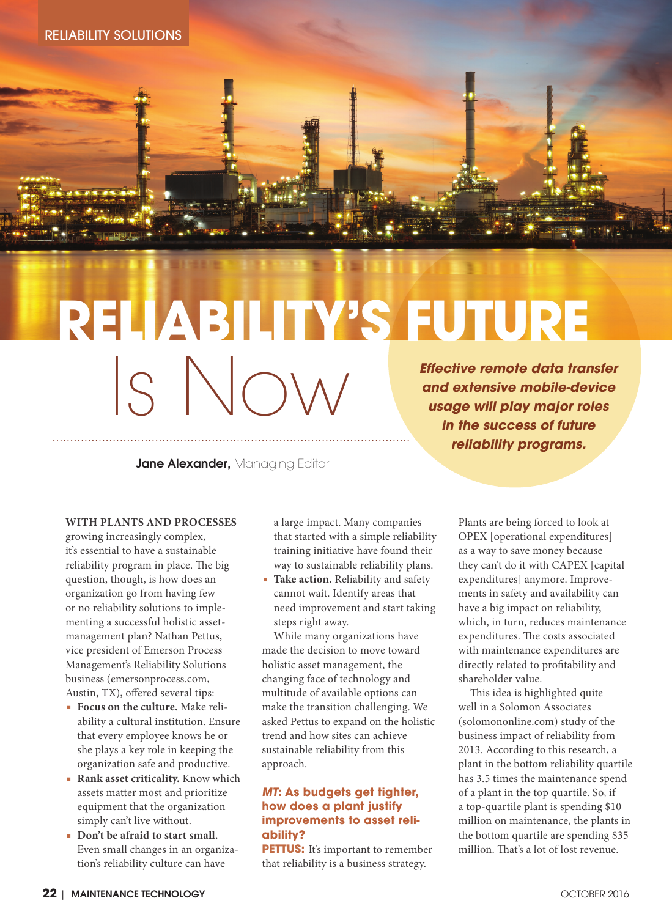# RELIABILITY'S FUTURE Is Now

***Effective remote data transfer and extensive mobile-device usage will play major roles in the success of future reliability programs.***

**Jane Alexander,** Managing Editor

**WITH PLANTS AND PROCESSES** growing increasingly complex, it's essential to have a sustainable reliability program in place. The big question, though, is how does an organization go from having few or no reliability solutions to implementing a successful holistic asset-management plan? Nathan Pettus, vice president of Emerson Process Management's Reliability Solutions business (emersonprocess.com, Austin, TX), offered several tips:

- **Focus on the culture.** Make reliability a cultural institution. Ensure that every employee knows he or she plays a key role in keeping the organization safe and productive.
- **Rank asset criticality.** Know which assets matter most and prioritize equipment that the organization simply can't live without.
- **Don't be afraid to start small.** Even small changes in an organization's reliability culture can have a large impact. Many companies that started with a simple reliability training initiative have found their way to sustainable reliability plans.
- **Take action.** Reliability and safety cannot wait. Identify areas that need improvement and start taking steps right away.

While many organizations have made the decision to move toward holistic asset management, the changing face of technology and multitude of available options can make the transition challenging. We asked Pettus to expand on the holistic trend and how sites can achieve sustainable reliability from this approach.

### *MT*: As budgets get tighter, how does a plant justify improvements to asset reliability?

**PETTUS:** It's important to remember that reliability is a business strategy. Plants are being forced to look at OPEX [operational expenditures] as a way to save money because they can't do it with CAPEX [capital expenditures] anymore. Improvements in safety and availability can have a big impact on reliability, which, in turn, reduces maintenance expenditures. The costs associated with maintenance expenditures are directly related to profitability and shareholder value.

This idea is highlighted quite well in a Solomon Associates (solomononline.com) study of the business impact of reliability from 2013. According to this research, a plant in the bottom reliability quartile has 3.5 times the maintenance spend of a plant in the top quartile. So, if a top-quartile plant is spending $10 million on maintenance, the plants in the bottom quartile are spending $35 million. That's a lot of lost revenue.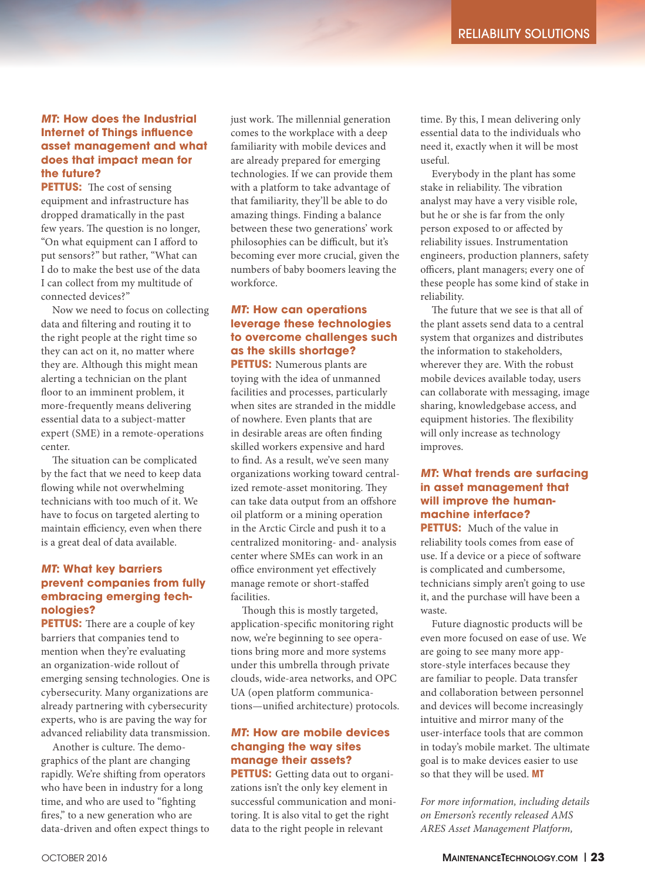### *MT*: How does the Industrial Internet of Things influence asset management and what does that impact mean for the future?

**PETTUS:** The cost of sensing equipment and infrastructure has dropped dramatically in the past few years. The question is no longer, "On what equipment can I afford to put sensors?" but rather, "What can I do to make the best use of the data I can collect from my multitude of connected devices?"

Now we need to focus on collecting data and filtering and routing it to the right people at the right time so they can act on it, no matter where they are. Although this might mean alerting a technician on the plant floor to an imminent problem, it more-frequently means delivering essential data to a subject-matter expert (SME) in a remote-operations center.

The situation can be complicated by the fact that we need to keep data flowing while not overwhelming technicians with too much of it. We have to focus on targeted alerting to maintain efficiency, even when there is a great deal of data available.

### *MT*: What key barriers prevent companies from fully embracing emerging technologies?

**PETTUS:** There are a couple of key barriers that companies tend to mention when they're evaluating an organization-wide rollout of emerging sensing technologies. One is cybersecurity. Many organizations are already partnering with cybersecurity experts, who is are paving the way for advanced reliability data transmission.

Another is culture. The demographics of the plant are changing rapidly. We're shifting from operators who have been in industry for a long time, and who are used to "fighting fires," to a new generation who are data-driven and often expect things to just work. The millennial generation comes to the workplace with a deep familiarity with mobile devices and are already prepared for emerging technologies. If we can provide them with a platform to take advantage of that familiarity, they'll be able to do amazing things. Finding a balance between these two generations' work philosophies can be difficult, but it's becoming ever more crucial, given the numbers of baby boomers leaving the workforce.

### *MT*: How can operations leverage these technologies to overcome challenges such as the skills shortage?

**PETTUS:** Numerous plants are toying with the idea of unmanned facilities and processes, particularly when sites are stranded in the middle of nowhere. Even plants that are in desirable areas are often finding skilled workers expensive and hard to find. As a result, we've seen many organizations working toward centralized remote-asset monitoring. They can take data output from an offshore oil platform or a mining operation in the Arctic Circle and push it to a centralized monitoring- and- analysis center where SMEs can work in an office environment yet effectively manage remote or short-staffed facilities.

Though this is mostly targeted, application-specific monitoring right now, we're beginning to see operations bring more and more systems under this umbrella through private clouds, wide-area networks, and OPC UA (open platform communications—unified architecture) protocols.

### *MT*: How are mobile devices changing the way sites manage their assets?

**PETTUS:** Getting data out to organizations isn't the only key element in successful communication and monitoring. It is also vital to get the right data to the right people in relevant time. By this, I mean delivering only essential data to the individuals who need it, exactly when it will be most useful.

Everybody in the plant has some stake in reliability. The vibration analyst may have a very visible role, but he or she is far from the only person exposed to or affected by reliability issues. Instrumentation engineers, production planners, safety officers, plant managers; every one of these people has some kind of stake in reliability.

The future that we see is that all of the plant assets send data to a central system that organizes and distributes the information to stakeholders, wherever they are. With the robust mobile devices available today, users can collaborate with messaging, image sharing, knowledgebase access, and equipment histories. The flexibility will only increase as technology improves.

### *MT*: What trends are surfacing in asset management that will improve the human-machine interface?

**PETTUS:** Much of the value in reliability tools comes from ease of use. If a device or a piece of software is complicated and cumbersome, technicians simply aren't going to use it, and the purchase will have been a waste.

Future diagnostic products will be even more focused on ease of use. We are going to see many more app-store-style interfaces because they are familiar to people. Data transfer and collaboration between personnel and devices will become increasingly intuitive and mirror many of the user-interface tools that are common in today's mobile market. The ultimate goal is to make devices easier to use so that they will be used. **MT**

*For more information, including details on Emerson's recently released AMS ARES Asset Management Platform,*